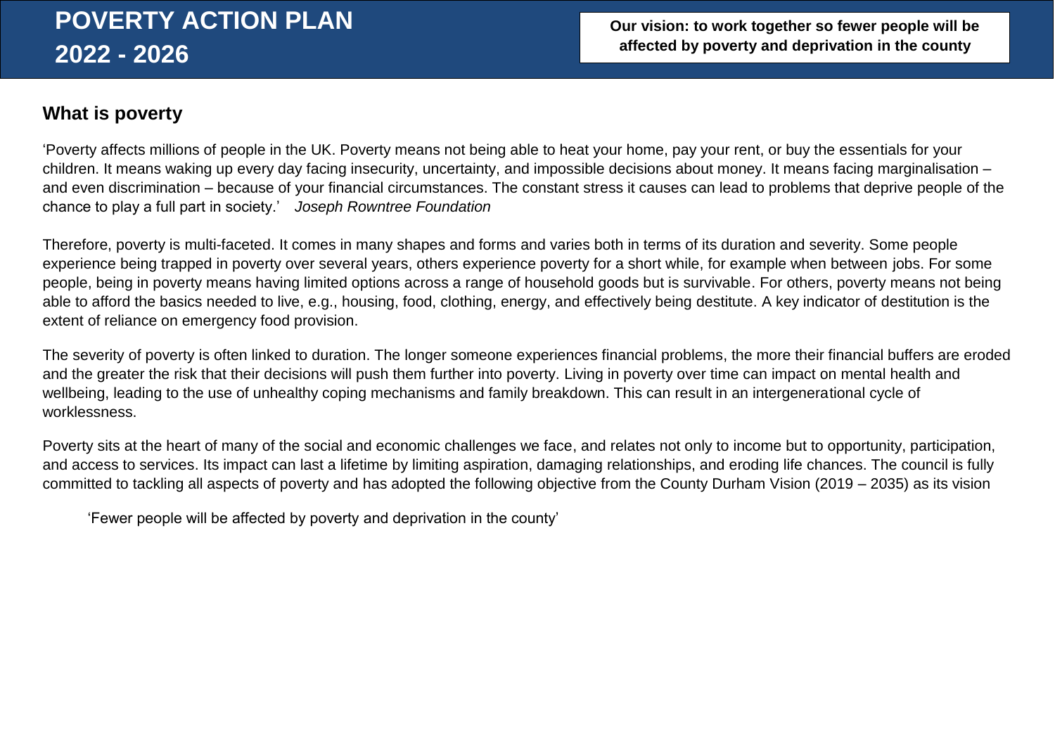# POVERTY ACTION PLAN 2022 - 2026

**Our vision: to work together so fewer people will be affected by poverty and deprivation in the county**

## What is poverty

'Poverty affects millions of people in the UK. Poverty means not being able to heat your home, pay your rent, or buy the essentials for your children. It means waking up every day facing insecurity, uncertainty, and impossible decisions about money. It means facing marginalisation – and even discrimination – because of your financial circumstances. The constant stress it causes can lead to problems that deprive people of the chance to play a full part in society.' *Joseph Rowntree Foundation*

Therefore, poverty is multi-faceted. It comes in many shapes and forms and varies both in terms of its duration and severity. Some people experience being trapped in poverty over several years, others experience poverty for a short while, for example when between jobs. For some people, being in poverty means having limited options across a range of household goods but is survivable. For others, poverty means not being able to afford the basics needed to live, e.g., housing, food, clothing, energy, and effectively being destitute. A key indicator of destitution is the extent of reliance on emergency food provision.

The severity of poverty is often linked to duration. The longer someone experiences financial problems, the more their financial buffers are eroded and the greater the risk that their decisions will push them further into poverty. Living in poverty over time can impact on mental health and wellbeing, leading to the use of unhealthy coping mechanisms and family breakdown. This can result in an intergenerational cycle of worklessness.

Poverty sits at the heart of many of the social and economic challenges we face, and relates not only to income but to opportunity, participation, and access to services. Its impact can last a lifetime by limiting aspiration, damaging relationships, and eroding life chances. The council is fully committed to tackling all aspects of poverty and has adopted the following objective from the County Durham Vision (2019 – 2035) as its vision

'Fewer people will be affected by poverty and deprivation in the county'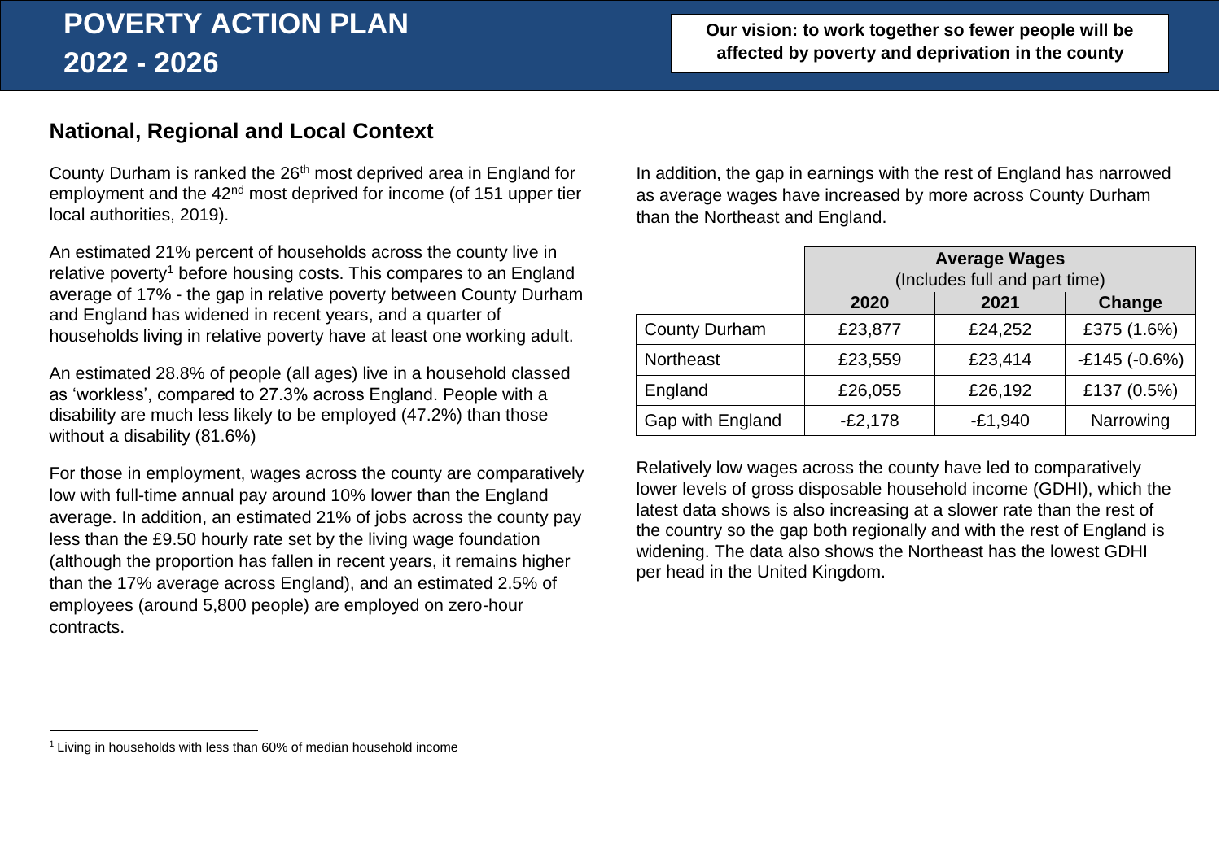# POVERTY ACTION PLAN 2022 - 2026

**Our vision: to work together so fewer people will be affected by poverty and deprivation in the county**

## National, Regional and Local Context

County Durham is ranked the 26th most deprived area in England for employment and the 42nd most deprived for income (of 151 upper tier local authorities, 2019).

An estimated 21% percent of households across the county live in relative poverty[1] before housing costs. This compares to an England average of 17% - the gap in relative poverty between County Durham and England has widened in recent years, and a quarter of households living in relative poverty have at least one working adult.

An estimated 28.8% of people (all ages) live in a household classed as 'workless', compared to 27.3% across England. People with a disability are much less likely to be employed (47.2%) than those without a disability (81.6%)

For those in employment, wages across the county are comparatively low with full-time annual pay around 10% lower than the England average. In addition, an estimated 21% of jobs across the county pay less than the £9.50 hourly rate set by the living wage foundation (although the proportion has fallen in recent years, it remains higher than the 17% average across England), and an estimated 2.5% of employees (around 5,800 people) are employed on zero-hour contracts.

In addition, the gap in earnings with the rest of England has narrowed as average wages have increased by more across County Durham than the Northeast and England.

| | **Average Wages** (Includes full and part time) | | |
|---|---|---|---|
| | **2020** | **2021** | **Change** |
| County Durham | £23,877 | £24,252 | £375 (1.6%) |
| Northeast | £23,559 | £23,414 | -£145 (-0.6%) |
| England | £26,055 | £26,192 | £137 (0.5%) |
| Gap with England | -£2,178 | -£1,940 | Narrowing |

Relatively low wages across the county have led to comparatively lower levels of gross disposable household income (GDHI), which the latest data shows is also increasing at a slower rate than the rest of the country so the gap both regionally and with the rest of England is widening. The data also shows the Northeast has the lowest GDHI per head in the United Kingdom.

[1] Living in households with less than 60% of median household income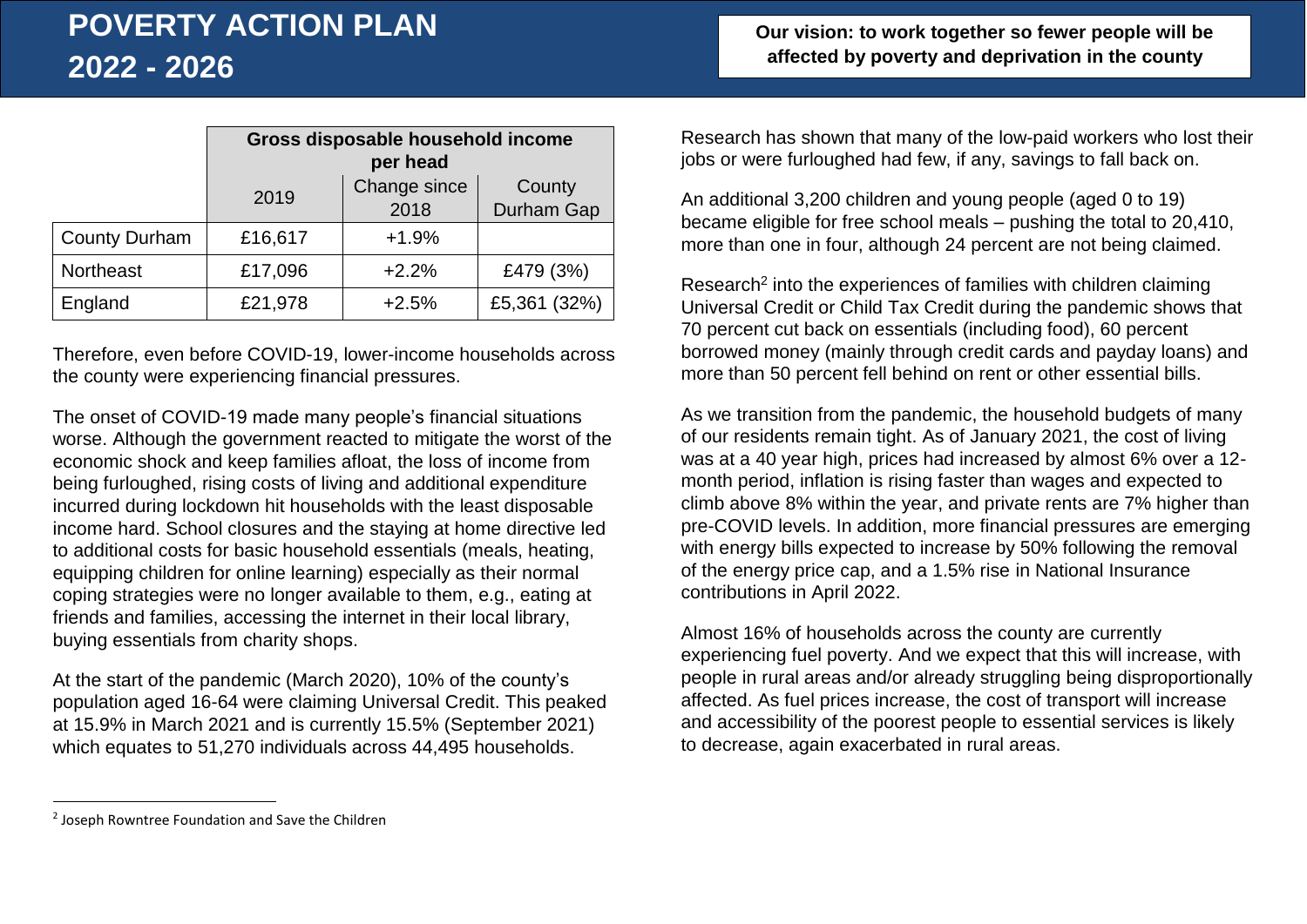# POVERTY ACTION PLAN 2022 - 2026

**Our vision: to work together so fewer people will be affected by poverty and deprivation in the county**

| | Gross disposable household income per head | | |
|---|---|---|---|
| | 2019 | Change since 2018 | County Durham Gap |
| County Durham | £16,617 | +1.9% | |
| Northeast | £17,096 | +2.2% | £479 (3%) |
| England | £21,978 | +2.5% | £5,361 (32%) |

Therefore, even before COVID-19, lower-income households across the county were experiencing financial pressures.

The onset of COVID-19 made many people's financial situations worse. Although the government reacted to mitigate the worst of the economic shock and keep families afloat, the loss of income from being furloughed, rising costs of living and additional expenditure incurred during lockdown hit households with the least disposable income hard. School closures and the staying at home directive led to additional costs for basic household essentials (meals, heating, equipping children for online learning) especially as their normal coping strategies were no longer available to them, e.g., eating at friends and families, accessing the internet in their local library, buying essentials from charity shops.

At the start of the pandemic (March 2020), 10% of the county's population aged 16-64 were claiming Universal Credit. This peaked at 15.9% in March 2021 and is currently 15.5% (September 2021) which equates to 51,270 individuals across 44,495 households.

Research has shown that many of the low-paid workers who lost their jobs or were furloughed had few, if any, savings to fall back on.

An additional 3,200 children and young people (aged 0 to 19) became eligible for free school meals – pushing the total to 20,410, more than one in four, although 24 percent are not being claimed.

Research[2] into the experiences of families with children claiming Universal Credit or Child Tax Credit during the pandemic shows that 70 percent cut back on essentials (including food), 60 percent borrowed money (mainly through credit cards and payday loans) and more than 50 percent fell behind on rent or other essential bills.

As we transition from the pandemic, the household budgets of many of our residents remain tight. As of January 2021, the cost of living was at a 40 year high, prices had increased by almost 6% over a 12-month period, inflation is rising faster than wages and expected to climb above 8% within the year, and private rents are 7% higher than pre-COVID levels. In addition, more financial pressures are emerging with energy bills expected to increase by 50% following the removal of the energy price cap, and a 1.5% rise in National Insurance contributions in April 2022.

Almost 16% of households across the county are currently experiencing fuel poverty. And we expect that this will increase, with people in rural areas and/or already struggling being disproportionally affected. As fuel prices increase, the cost of transport will increase and accessibility of the poorest people to essential services is likely to decrease, again exacerbated in rural areas.

[2] Joseph Rowntree Foundation and Save the Children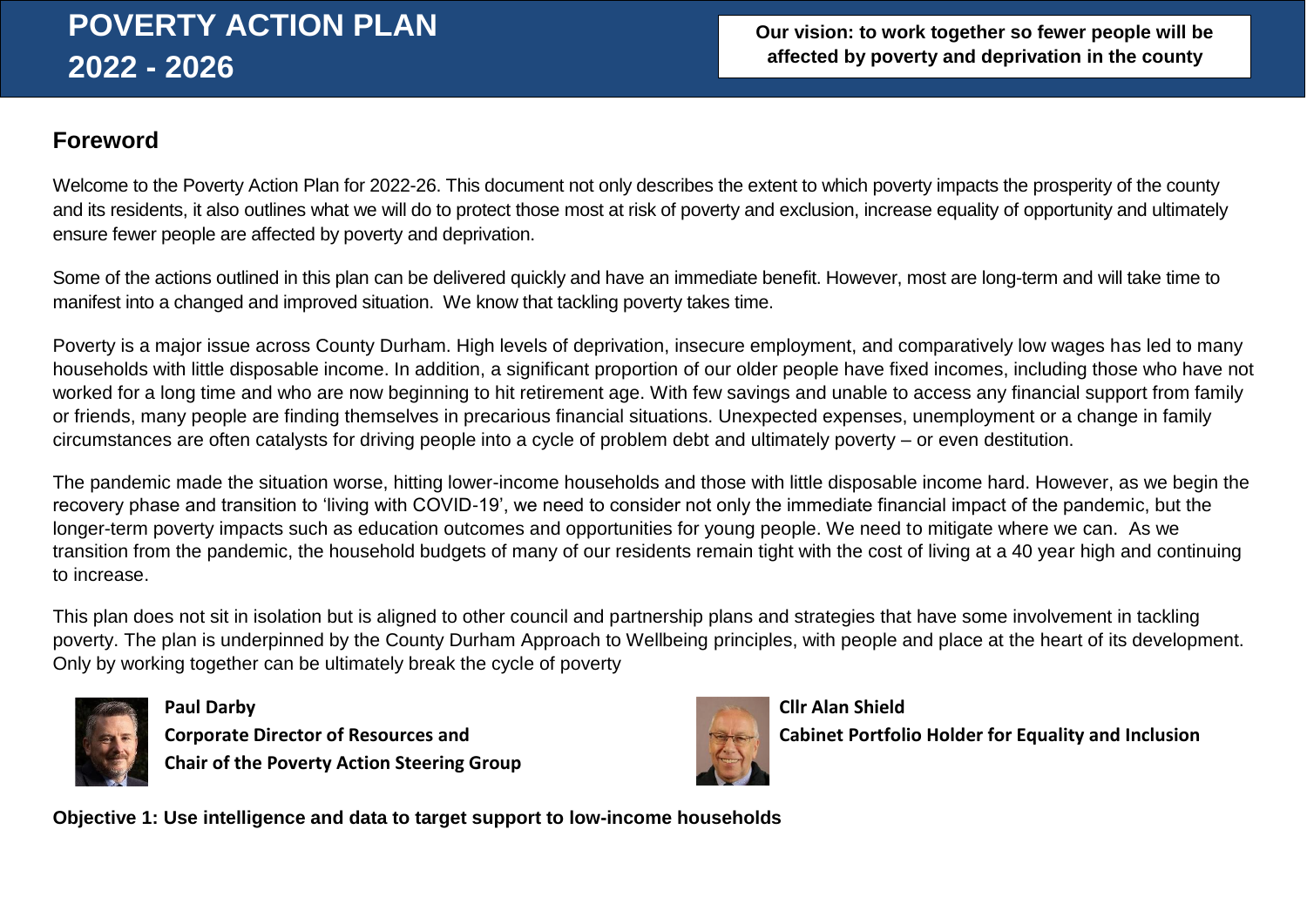# POVERTY ACTION PLAN 2022 - 2026

**Our vision: to work together so fewer people will be affected by poverty and deprivation in the county**

## Foreword

Welcome to the Poverty Action Plan for 2022-26. This document not only describes the extent to which poverty impacts the prosperity of the county and its residents, it also outlines what we will do to protect those most at risk of poverty and exclusion, increase equality of opportunity and ultimately ensure fewer people are affected by poverty and deprivation.

Some of the actions outlined in this plan can be delivered quickly and have an immediate benefit. However, most are long-term and will take time to manifest into a changed and improved situation. We know that tackling poverty takes time.

Poverty is a major issue across County Durham. High levels of deprivation, insecure employment, and comparatively low wages has led to many households with little disposable income. In addition, a significant proportion of our older people have fixed incomes, including those who have not worked for a long time and who are now beginning to hit retirement age. With few savings and unable to access any financial support from family or friends, many people are finding themselves in precarious financial situations. Unexpected expenses, unemployment or a change in family circumstances are often catalysts for driving people into a cycle of problem debt and ultimately poverty – or even destitution.

The pandemic made the situation worse, hitting lower-income households and those with little disposable income hard. However, as we begin the recovery phase and transition to 'living with COVID-19', we need to consider not only the immediate financial impact of the pandemic, but the longer-term poverty impacts such as education outcomes and opportunities for young people. We need to mitigate where we can. As we transition from the pandemic, the household budgets of many of our residents remain tight with the cost of living at a 40 year high and continuing to increase.

This plan does not sit in isolation but is aligned to other council and partnership plans and strategies that have some involvement in tackling poverty. The plan is underpinned by the County Durham Approach to Wellbeing principles, with people and place at the heart of its development. Only by working together can be ultimately break the cycle of poverty

**Paul Darby**
**Corporate Director of Resources and**
**Chair of the Poverty Action Steering Group**

**Cllr Alan Shield**
**Cabinet Portfolio Holder for Equality and Inclusion**

**Objective 1: Use intelligence and data to target support to low-income households**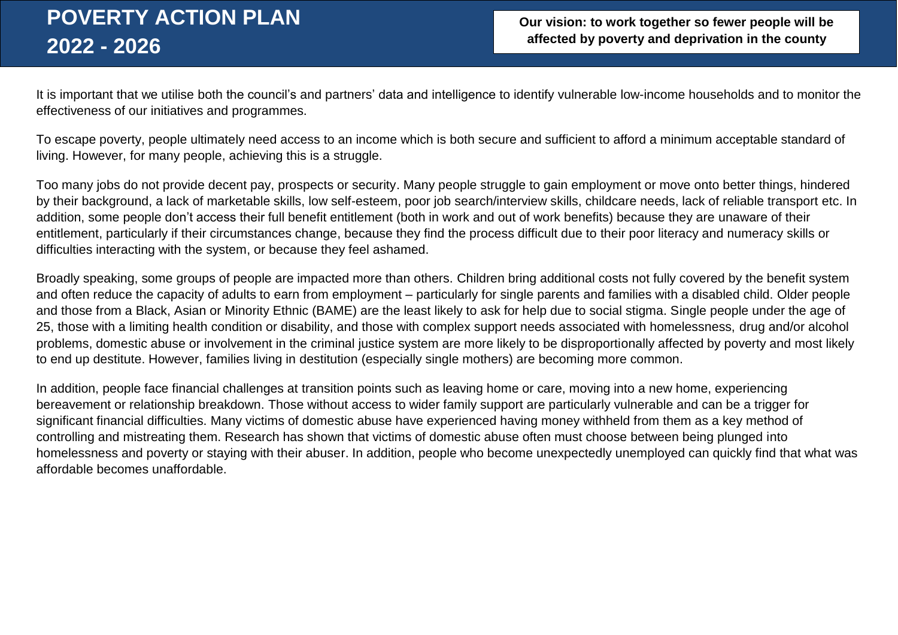It is important that we utilise both the council's and partners' data and intelligence to identify vulnerable low-income households and to monitor the effectiveness of our initiatives and programmes.

To escape poverty, people ultimately need access to an income which is both secure and sufficient to afford a minimum acceptable standard of living. However, for many people, achieving this is a struggle.

Too many jobs do not provide decent pay, prospects or security. Many people struggle to gain employment or move onto better things, hindered by their background, a lack of marketable skills, low self-esteem, poor job search/interview skills, childcare needs, lack of reliable transport etc. In addition, some people don't access their full benefit entitlement (both in work and out of work benefits) because they are unaware of their entitlement, particularly if their circumstances change, because they find the process difficult due to their poor literacy and numeracy skills or difficulties interacting with the system, or because they feel ashamed.

Broadly speaking, some groups of people are impacted more than others. Children bring additional costs not fully covered by the benefit system and often reduce the capacity of adults to earn from employment – particularly for single parents and families with a disabled child. Older people and those from a Black, Asian or Minority Ethnic (BAME) are the least likely to ask for help due to social stigma. Single people under the age of 25, those with a limiting health condition or disability, and those with complex support needs associated with homelessness, drug and/or alcohol problems, domestic abuse or involvement in the criminal justice system are more likely to be disproportionally affected by poverty and most likely to end up destitute. However, families living in destitution (especially single mothers) are becoming more common.

In addition, people face financial challenges at transition points such as leaving home or care, moving into a new home, experiencing bereavement or relationship breakdown. Those without access to wider family support are particularly vulnerable and can be a trigger for significant financial difficulties. Many victims of domestic abuse have experienced having money withheld from them as a key method of controlling and mistreating them. Research has shown that victims of domestic abuse often must choose between being plunged into homelessness and poverty or staying with their abuser. In addition, people who become unexpectedly unemployed can quickly find that what was affordable becomes unaffordable.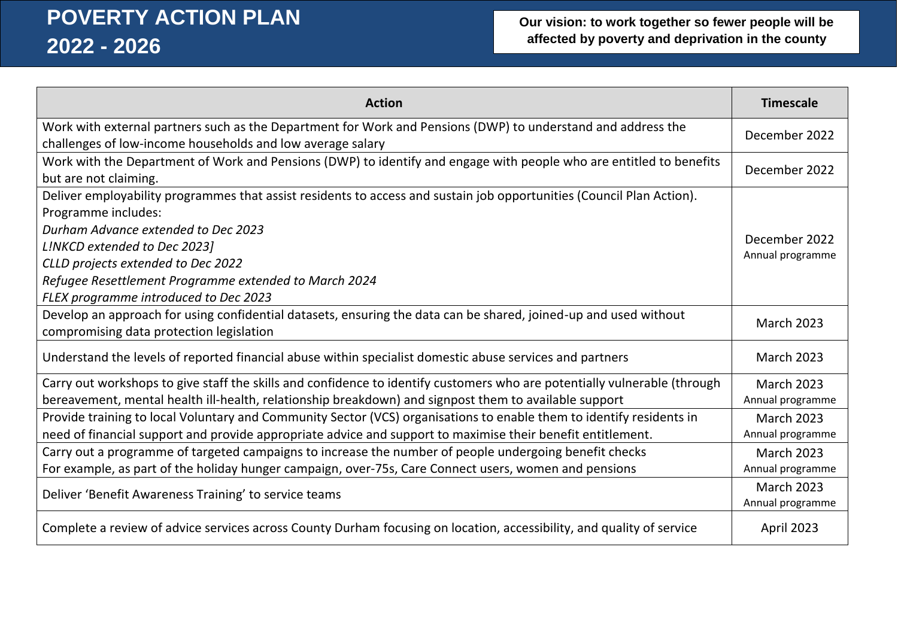# POVERTY ACTION PLAN 2022 - 2026

**Our vision: to work together so fewer people will be affected by poverty and deprivation in the county**

| Action | Timescale |
|---|---|
| Work with external partners such as the Department for Work and Pensions (DWP) to understand and address the challenges of low-income households and low average salary | December 2022 |
| Work with the Department of Work and Pensions (DWP) to identify and engage with people who are entitled to benefits but are not claiming. | December 2022 |
| Deliver employability programmes that assist residents to access and sustain job opportunities (Council Plan Action). Programme includes: *Durham Advance extended to Dec 2023* *L!NKCD extended to Dec 2023]* *CLLD projects extended to Dec 2022* *Refugee Resettlement Programme extended to March 2024* *FLEX programme introduced to Dec 2023* | December 2022 Annual programme |
| Develop an approach for using confidential datasets, ensuring the data can be shared, joined-up and used without compromising data protection legislation | March 2023 |
| Understand the levels of reported financial abuse within specialist domestic abuse services and partners | March 2023 |
| Carry out workshops to give staff the skills and confidence to identify customers who are potentially vulnerable (through bereavement, mental health ill-health, relationship breakdown) and signpost them to available support | March 2023 Annual programme |
| Provide training to local Voluntary and Community Sector (VCS) organisations to enable them to identify residents in need of financial support and provide appropriate advice and support to maximise their benefit entitlement. | March 2023 Annual programme |
| Carry out a programme of targeted campaigns to increase the number of people undergoing benefit checks For example, as part of the holiday hunger campaign, over-75s, Care Connect users, women and pensions | March 2023 Annual programme |
| Deliver 'Benefit Awareness Training' to service teams | March 2023 Annual programme |
| Complete a review of advice services across County Durham focusing on location, accessibility, and quality of service | April 2023 |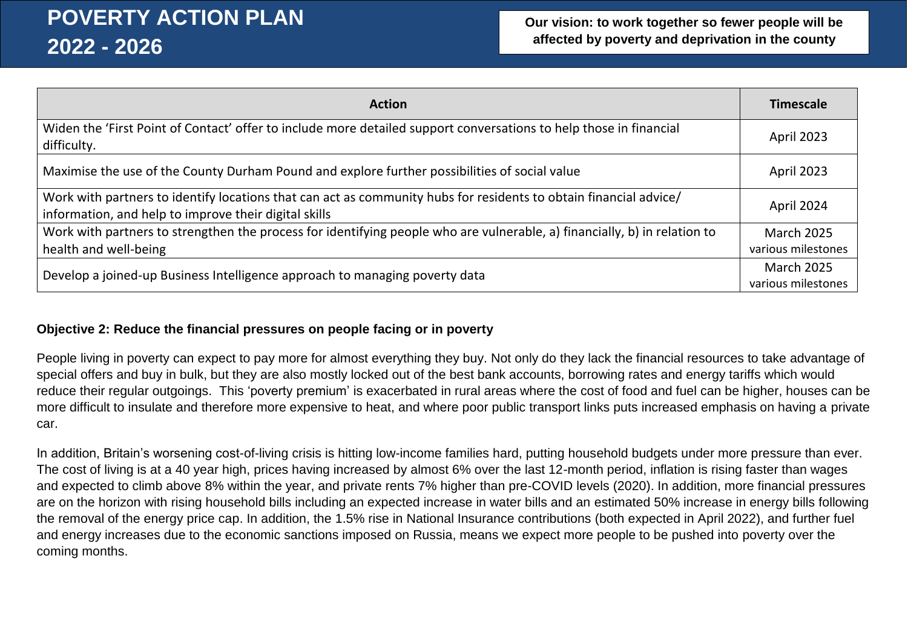| Action | Timescale |
|---|---|
| Widen the ‘First Point of Contact’ offer to include more detailed support conversations to help those in financial difficulty. | April 2023 |
| Maximise the use of the County Durham Pound and explore further possibilities of social value | April 2023 |
| Work with partners to identify locations that can act as community hubs for residents to obtain financial advice/ information, and help to improve their digital skills | April 2024 |
| Work with partners to strengthen the process for identifying people who are vulnerable, a) financially, b) in relation to health and well-being | March 2025 various milestones |
| Develop a joined-up Business Intelligence approach to managing poverty data | March 2025 various milestones |

**Objective 2: Reduce the financial pressures on people facing or in poverty**

People living in poverty can expect to pay more for almost everything they buy. Not only do they lack the financial resources to take advantage of special offers and buy in bulk, but they are also mostly locked out of the best bank accounts, borrowing rates and energy tariffs which would reduce their regular outgoings. This ‘poverty premium’ is exacerbated in rural areas where the cost of food and fuel can be higher, houses can be more difficult to insulate and therefore more expensive to heat, and where poor public transport links puts increased emphasis on having a private car.

In addition, Britain’s worsening cost-of-living crisis is hitting low-income families hard, putting household budgets under more pressure than ever. The cost of living is at a 40 year high, prices having increased by almost 6% over the last 12-month period, inflation is rising faster than wages and expected to climb above 8% within the year, and private rents 7% higher than pre-COVID levels (2020). In addition, more financial pressures are on the horizon with rising household bills including an expected increase in water bills and an estimated 50% increase in energy bills following the removal of the energy price cap. In addition, the 1.5% rise in National Insurance contributions (both expected in April 2022), and further fuel and energy increases due to the economic sanctions imposed on Russia, means we expect more people to be pushed into poverty over the coming months.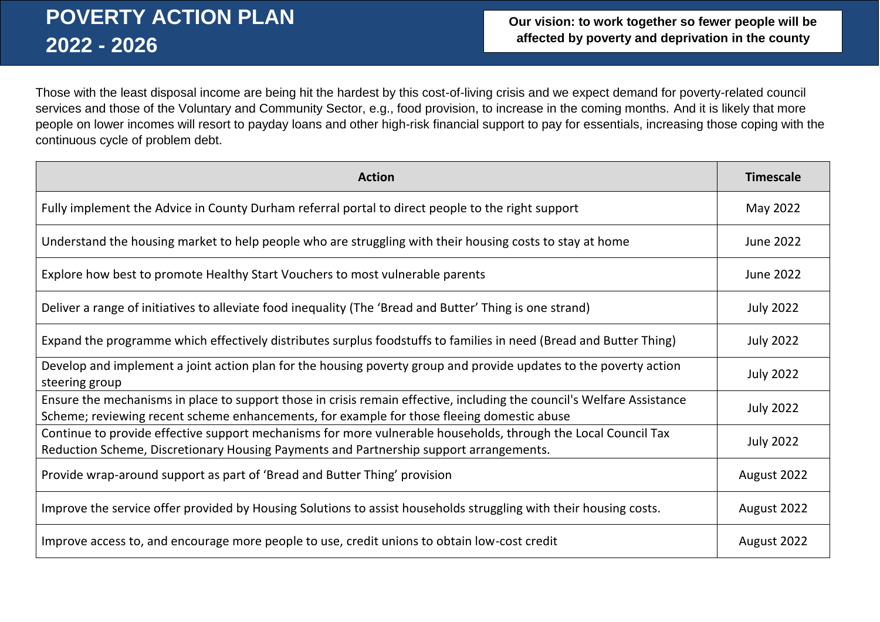# POVERTY ACTION PLAN 2022 - 2026

**Our vision: to work together so fewer people will be affected by poverty and deprivation in the county**

Those with the least disposal income are being hit the hardest by this cost-of-living crisis and we expect demand for poverty-related council services and those of the Voluntary and Community Sector, e.g., food provision, to increase in the coming months. And it is likely that more people on lower incomes will resort to payday loans and other high-risk financial support to pay for essentials, increasing those coping with the continuous cycle of problem debt.

| Action | Timescale |
|---|---|
| Fully implement the Advice in County Durham referral portal to direct people to the right support | May 2022 |
| Understand the housing market to help people who are struggling with their housing costs to stay at home | June 2022 |
| Explore how best to promote Healthy Start Vouchers to most vulnerable parents | June 2022 |
| Deliver a range of initiatives to alleviate food inequality (The 'Bread and Butter' Thing is one strand) | July 2022 |
| Expand the programme which effectively distributes surplus foodstuffs to families in need (Bread and Butter Thing) | July 2022 |
| Develop and implement a joint action plan for the housing poverty group and provide updates to the poverty action steering group | July 2022 |
| Ensure the mechanisms in place to support those in crisis remain effective, including the council's Welfare Assistance Scheme; reviewing recent scheme enhancements, for example for those fleeing domestic abuse | July 2022 |
| Continue to provide effective support mechanisms for more vulnerable households, through the Local Council Tax Reduction Scheme, Discretionary Housing Payments and Partnership support arrangements. | July 2022 |
| Provide wrap-around support as part of 'Bread and Butter Thing' provision | August 2022 |
| Improve the service offer provided by Housing Solutions to assist households struggling with their housing costs. | August 2022 |
| Improve access to, and encourage more people to use, credit unions to obtain low-cost credit | August 2022 |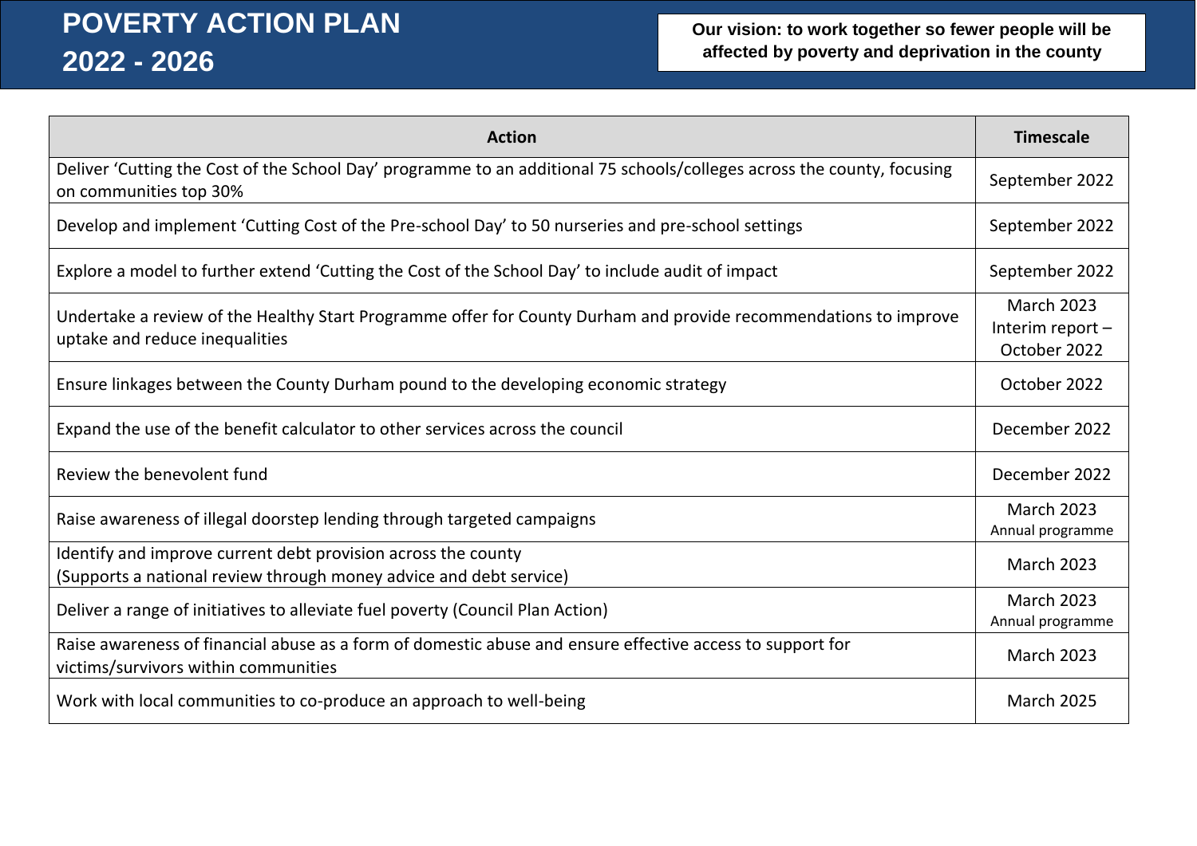# POVERTY ACTION PLAN 2022 - 2026

**Our vision: to work together so fewer people will be affected by poverty and deprivation in the county**

| Action | Timescale |
|---|---|
| Deliver 'Cutting the Cost of the School Day' programme to an additional 75 schools/colleges across the county, focusing on communities top 30% | September 2022 |
| Develop and implement 'Cutting Cost of the Pre-school Day' to 50 nurseries and pre-school settings | September 2022 |
| Explore a model to further extend 'Cutting the Cost of the School Day' to include audit of impact | September 2022 |
| Undertake a review of the Healthy Start Programme offer for County Durham and provide recommendations to improve uptake and reduce inequalities | March 2023 Interim report – October 2022 |
| Ensure linkages between the County Durham pound to the developing economic strategy | October 2022 |
| Expand the use of the benefit calculator to other services across the council | December 2022 |
| Review the benevolent fund | December 2022 |
| Raise awareness of illegal doorstep lending through targeted campaigns | March 2023 Annual programme |
| Identify and improve current debt provision across the county (Supports a national review through money advice and debt service) | March 2023 |
| Deliver a range of initiatives to alleviate fuel poverty (Council Plan Action) | March 2023 Annual programme |
| Raise awareness of financial abuse as a form of domestic abuse and ensure effective access to support for victims/survivors within communities | March 2023 |
| Work with local communities to co-produce an approach to well-being | March 2025 |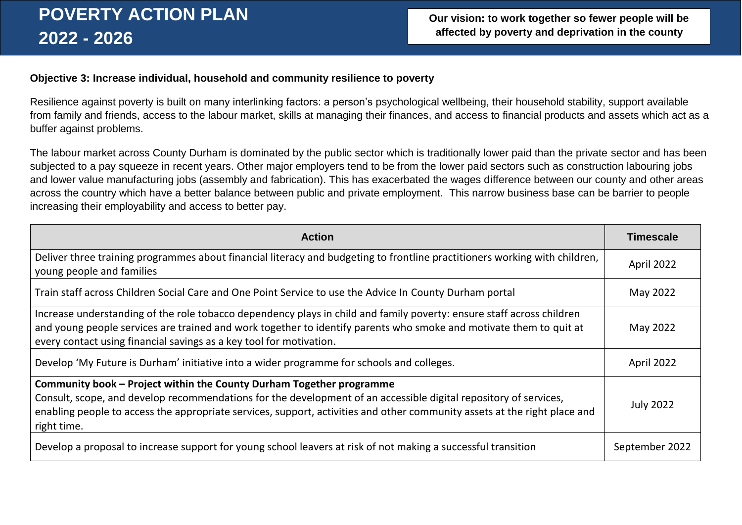**Objective 3: Increase individual, household and community resilience to poverty**

Resilience against poverty is built on many interlinking factors: a person's psychological wellbeing, their household stability, support available from family and friends, access to the labour market, skills at managing their finances, and access to financial products and assets which act as a buffer against problems.

The labour market across County Durham is dominated by the public sector which is traditionally lower paid than the private sector and has been subjected to a pay squeeze in recent years. Other major employers tend to be from the lower paid sectors such as construction labouring jobs and lower value manufacturing jobs (assembly and fabrication). This has exacerbated the wages difference between our county and other areas across the country which have a better balance between public and private employment. This narrow business base can be barrier to people increasing their employability and access to better pay.

| Action | Timescale |
|---|---|
| Deliver three training programmes about financial literacy and budgeting to frontline practitioners working with children, young people and families | April 2022 |
| Train staff across Children Social Care and One Point Service to use the Advice In County Durham portal | May 2022 |
| Increase understanding of the role tobacco dependency plays in child and family poverty: ensure staff across children and young people services are trained and work together to identify parents who smoke and motivate them to quit at every contact using financial savings as a key tool for motivation. | May 2022 |
| Develop 'My Future is Durham' initiative into a wider programme for schools and colleges. | April 2022 |
| **Community book – Project within the County Durham Together programme** Consult, scope, and develop recommendations for the development of an accessible digital repository of services, enabling people to access the appropriate services, support, activities and other community assets at the right place and right time. | July 2022 |
| Develop a proposal to increase support for young school leavers at risk of not making a successful transition | September 2022 |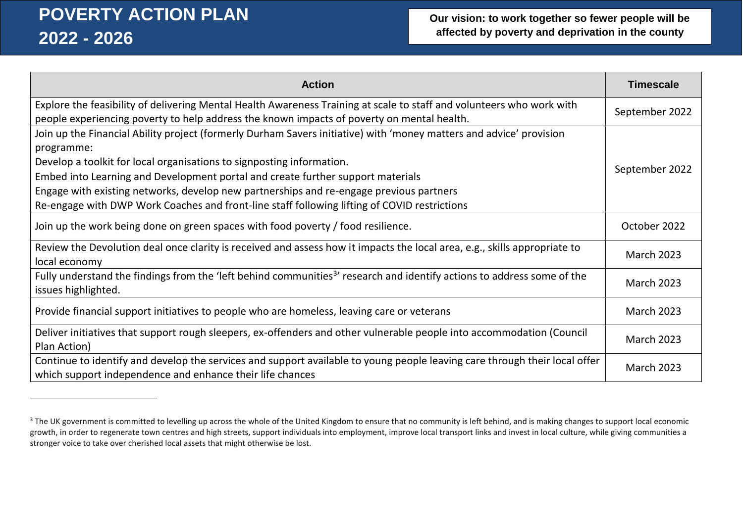# POVERTY ACTION PLAN 2022 - 2026

**Our vision: to work together so fewer people will be affected by poverty and deprivation in the county**

| Action | Timescale |
|---|---|
| Explore the feasibility of delivering Mental Health Awareness Training at scale to staff and volunteers who work with people experiencing poverty to help address the known impacts of poverty on mental health. | September 2022 |
| Join up the Financial Ability project (formerly Durham Savers initiative) with 'money matters and advice' provision programme:<br>Develop a toolkit for local organisations to signposting information.<br>Embed into Learning and Development portal and create further support materials<br>Engage with existing networks, develop new partnerships and re-engage previous partners<br>Re-engage with DWP Work Coaches and front-line staff following lifting of COVID restrictions | September 2022 |
| Join up the work being done on green spaces with food poverty / food resilience. | October 2022 |
| Review the Devolution deal once clarity is received and assess how it impacts the local area, e.g., skills appropriate to local economy | March 2023 |
| Fully understand the findings from the 'left behind communities[3]' research and identify actions to address some of the issues highlighted. | March 2023 |
| Provide financial support initiatives to people who are homeless, leaving care or veterans | March 2023 |
| Deliver initiatives that support rough sleepers, ex-offenders and other vulnerable people into accommodation (Council Plan Action) | March 2023 |
| Continue to identify and develop the services and support available to young people leaving care through their local offer which support independence and enhance their life chances | March 2023 |

[3] The UK government is committed to levelling up across the whole of the United Kingdom to ensure that no community is left behind, and is making changes to support local economic growth, in order to regenerate town centres and high streets, support individuals into employment, improve local transport links and invest in local culture, while giving communities a stronger voice to take over cherished local assets that might otherwise be lost.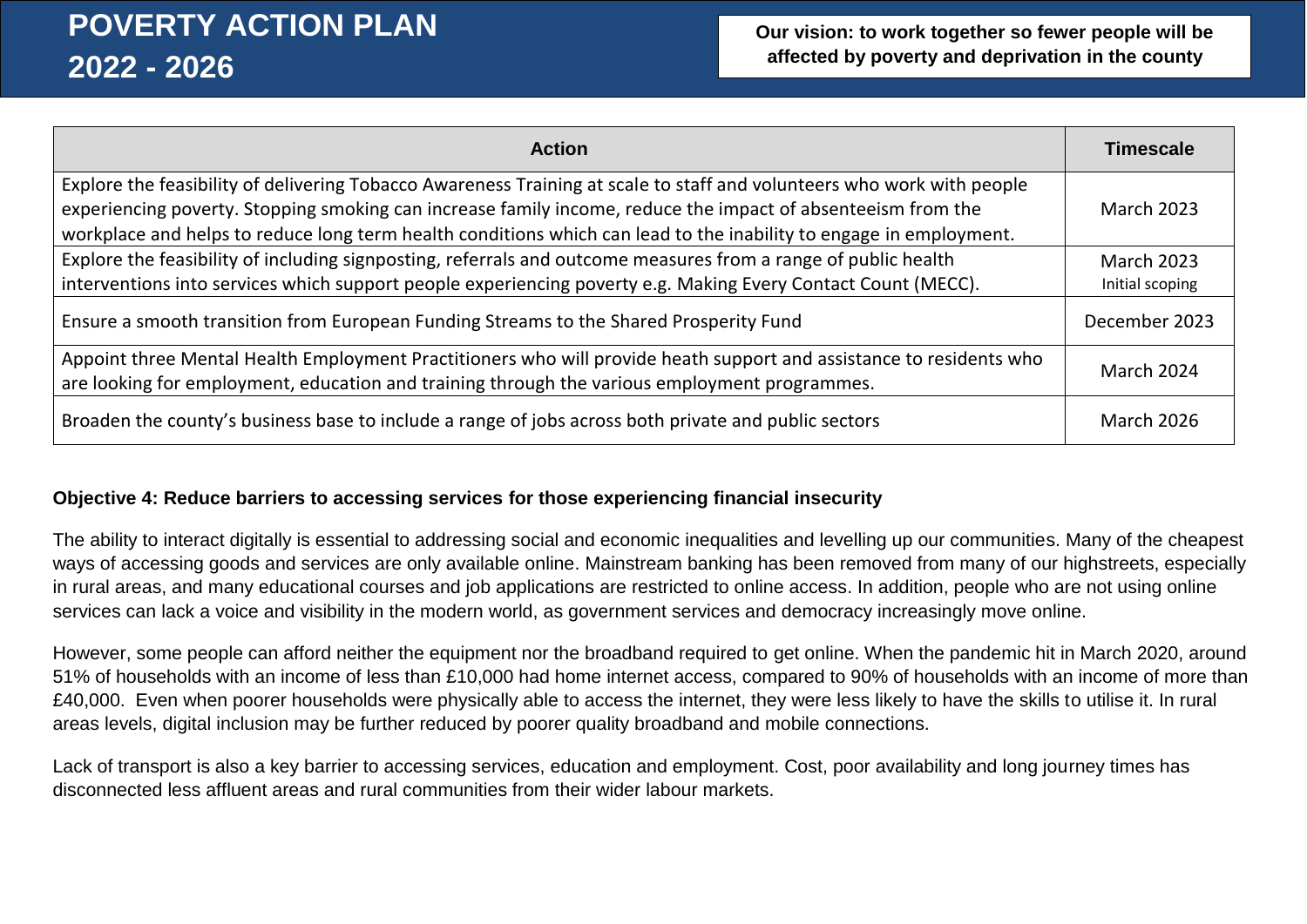| Action | Timescale |
|---|---|
| Explore the feasibility of delivering Tobacco Awareness Training at scale to staff and volunteers who work with people experiencing poverty. Stopping smoking can increase family income, reduce the impact of absenteeism from the workplace and helps to reduce long term health conditions which can lead to the inability to engage in employment. | March 2023 |
| Explore the feasibility of including signposting, referrals and outcome measures from a range of public health interventions into services which support people experiencing poverty e.g. Making Every Contact Count (MECC). | March 2023 Initial scoping |
| Ensure a smooth transition from European Funding Streams to the Shared Prosperity Fund | December 2023 |
| Appoint three Mental Health Employment Practitioners who will provide heath support and assistance to residents who are looking for employment, education and training through the various employment programmes. | March 2024 |
| Broaden the county's business base to include a range of jobs across both private and public sectors | March 2026 |

**Objective 4: Reduce barriers to accessing services for those experiencing financial insecurity**

The ability to interact digitally is essential to addressing social and economic inequalities and levelling up our communities. Many of the cheapest ways of accessing goods and services are only available online. Mainstream banking has been removed from many of our highstreets, especially in rural areas, and many educational courses and job applications are restricted to online access. In addition, people who are not using online services can lack a voice and visibility in the modern world, as government services and democracy increasingly move online.

However, some people can afford neither the equipment nor the broadband required to get online. When the pandemic hit in March 2020, around 51% of households with an income of less than £10,000 had home internet access, compared to 90% of households with an income of more than £40,000. Even when poorer households were physically able to access the internet, they were less likely to have the skills to utilise it. In rural areas levels, digital inclusion may be further reduced by poorer quality broadband and mobile connections.

Lack of transport is also a key barrier to accessing services, education and employment. Cost, poor availability and long journey times has disconnected less affluent areas and rural communities from their wider labour markets.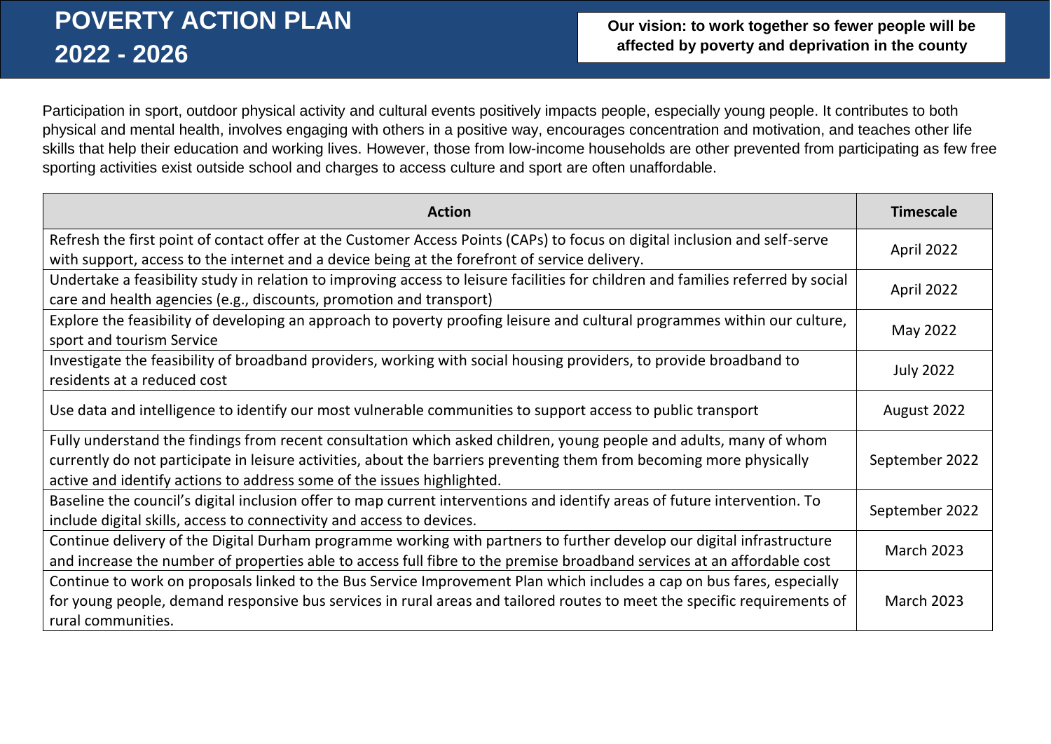# POVERTY ACTION PLAN 2022 - 2026

**Our vision: to work together so fewer people will be affected by poverty and deprivation in the county**

Participation in sport, outdoor physical activity and cultural events positively impacts people, especially young people. It contributes to both physical and mental health, involves engaging with others in a positive way, encourages concentration and motivation, and teaches other life skills that help their education and working lives. However, those from low-income households are other prevented from participating as few free sporting activities exist outside school and charges to access culture and sport are often unaffordable.

| Action | Timescale |
|---|---|
| Refresh the first point of contact offer at the Customer Access Points (CAPs) to focus on digital inclusion and self-serve with support, access to the internet and a device being at the forefront of service delivery. | April 2022 |
| Undertake a feasibility study in relation to improving access to leisure facilities for children and families referred by social care and health agencies (e.g., discounts, promotion and transport) | April 2022 |
| Explore the feasibility of developing an approach to poverty proofing leisure and cultural programmes within our culture, sport and tourism Service | May 2022 |
| Investigate the feasibility of broadband providers, working with social housing providers, to provide broadband to residents at a reduced cost | July 2022 |
| Use data and intelligence to identify our most vulnerable communities to support access to public transport | August 2022 |
| Fully understand the findings from recent consultation which asked children, young people and adults, many of whom currently do not participate in leisure activities, about the barriers preventing them from becoming more physically active and identify actions to address some of the issues highlighted. | September 2022 |
| Baseline the council's digital inclusion offer to map current interventions and identify areas of future intervention. To include digital skills, access to connectivity and access to devices. | September 2022 |
| Continue delivery of the Digital Durham programme working with partners to further develop our digital infrastructure and increase the number of properties able to access full fibre to the premise broadband services at an affordable cost | March 2023 |
| Continue to work on proposals linked to the Bus Service Improvement Plan which includes a cap on bus fares, especially for young people, demand responsive bus services in rural areas and tailored routes to meet the specific requirements of rural communities. | March 2023 |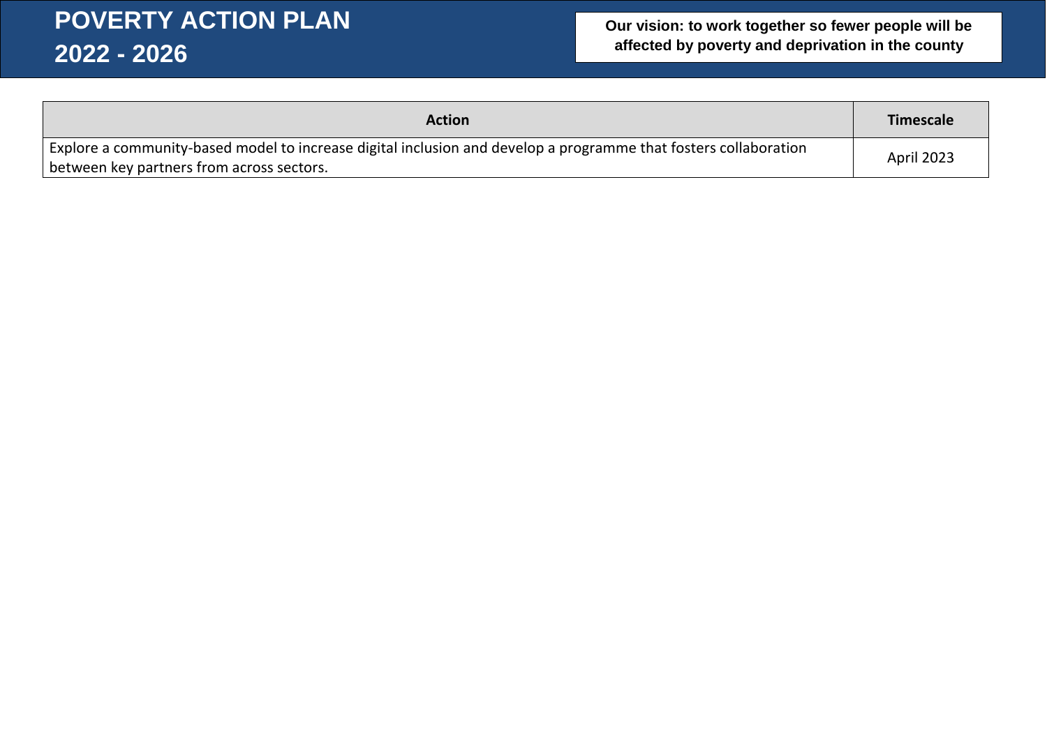| Action | Timescale |
| --- | --- |
| Explore a community-based model to increase digital inclusion and develop a programme that fosters collaboration between key partners from across sectors. | April 2023 |